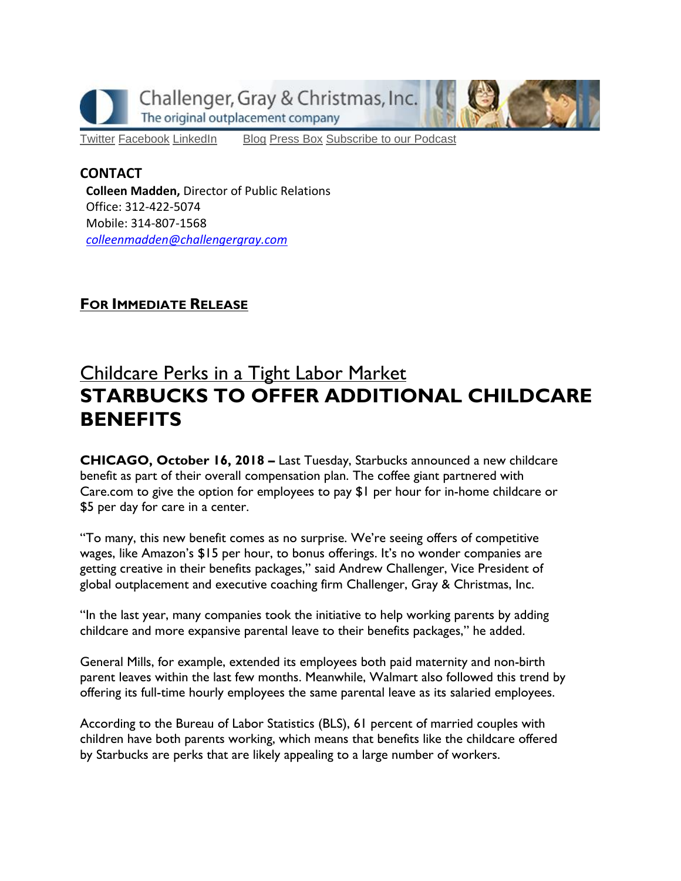Challenger, Gray & Christmas, Inc.
The original outplacement company

Twitter Facebook LinkedIn Blog Press Box Subscribe to our Podcast

**CONTACT**
**Colleen Madden,** Director of Public Relations
Office: 312-422-5074
Mobile: 314-807-1568
*colleenmadden@challengergray.com*

**FOR IMMEDIATE RELEASE**

## Childcare Perks in a Tight Labor Market
# STARBUCKS TO OFFER ADDITIONAL CHILDCARE BENEFITS

**CHICAGO, October 16, 2018 –** Last Tuesday, Starbucks announced a new childcare benefit as part of their overall compensation plan. The coffee giant partnered with Care.com to give the option for employees to pay $1 per hour for in-home childcare or $5 per day for care in a center.

"To many, this new benefit comes as no surprise. We're seeing offers of competitive wages, like Amazon's $15 per hour, to bonus offerings. It's no wonder companies are getting creative in their benefits packages," said Andrew Challenger, Vice President of global outplacement and executive coaching firm Challenger, Gray & Christmas, Inc.

"In the last year, many companies took the initiative to help working parents by adding childcare and more expansive parental leave to their benefits packages," he added.

General Mills, for example, extended its employees both paid maternity and non-birth parent leaves within the last few months. Meanwhile, Walmart also followed this trend by offering its full-time hourly employees the same parental leave as its salaried employees.

According to the Bureau of Labor Statistics (BLS), 61 percent of married couples with children have both parents working, which means that benefits like the childcare offered by Starbucks are perks that are likely appealing to a large number of workers.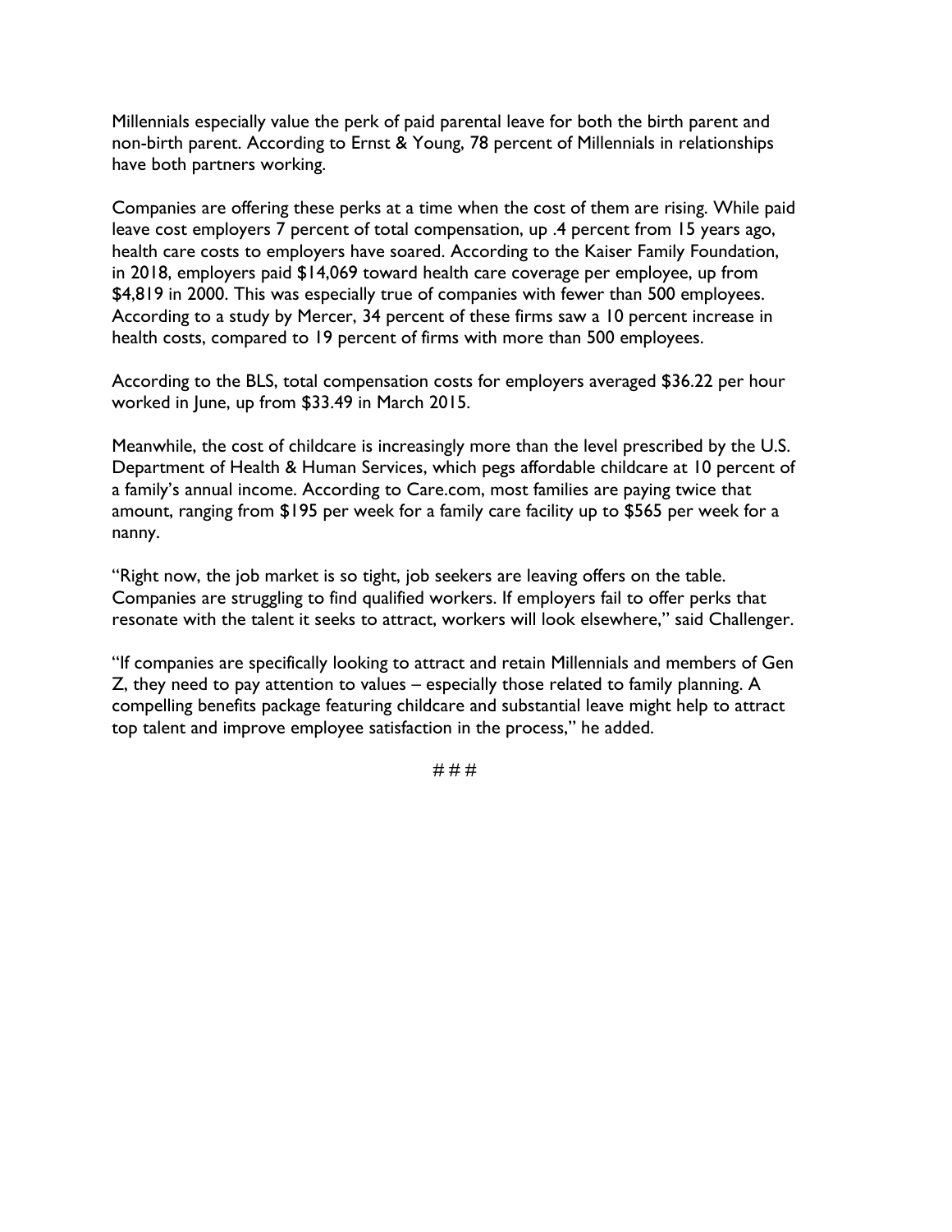Millennials especially value the perk of paid parental leave for both the birth parent and non-birth parent. According to Ernst & Young, 78 percent of Millennials in relationships have both partners working.

Companies are offering these perks at a time when the cost of them are rising. While paid leave cost employers 7 percent of total compensation, up .4 percent from 15 years ago, health care costs to employers have soared. According to the Kaiser Family Foundation, in 2018, employers paid $14,069 toward health care coverage per employee, up from $4,819 in 2000. This was especially true of companies with fewer than 500 employees. According to a study by Mercer, 34 percent of these firms saw a 10 percent increase in health costs, compared to 19 percent of firms with more than 500 employees.

According to the BLS, total compensation costs for employers averaged $36.22 per hour worked in June, up from $33.49 in March 2015.

Meanwhile, the cost of childcare is increasingly more than the level prescribed by the U.S. Department of Health & Human Services, which pegs affordable childcare at 10 percent of a family's annual income. According to Care.com, most families are paying twice that amount, ranging from $195 per week for a family care facility up to $565 per week for a nanny.

"Right now, the job market is so tight, job seekers are leaving offers on the table. Companies are struggling to find qualified workers. If employers fail to offer perks that resonate with the talent it seeks to attract, workers will look elsewhere," said Challenger.

"If companies are specifically looking to attract and retain Millennials and members of Gen Z, they need to pay attention to values – especially those related to family planning. A compelling benefits package featuring childcare and substantial leave might help to attract top talent and improve employee satisfaction in the process," he added.

# # #